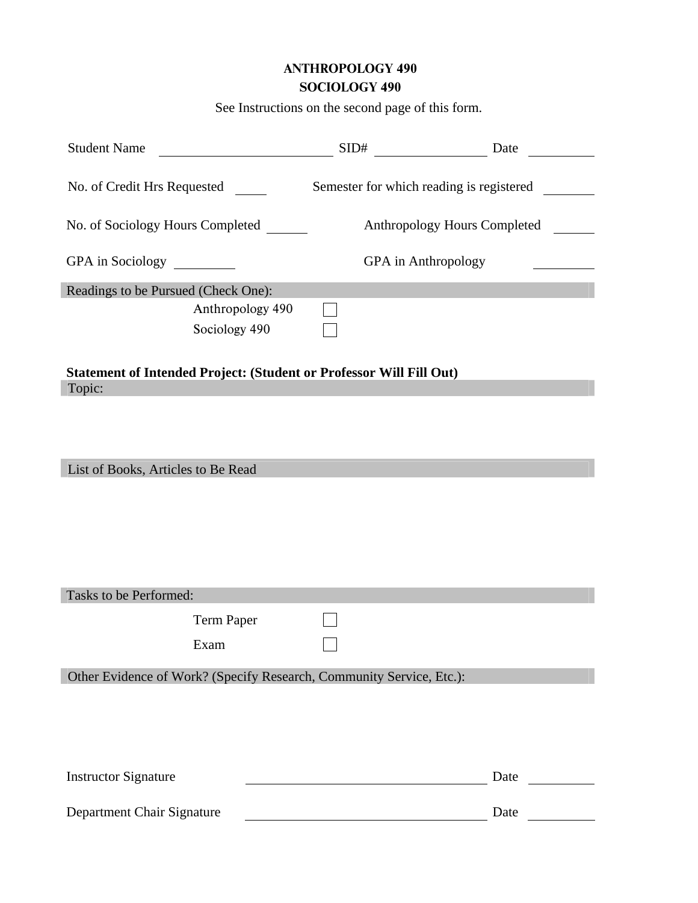# ANTHROPOLOGY 490
# SOCIOLOGY 490

See Instructions on the second page of this form.

Student Name ____________________ SID# ______________ Date ________

No. of Credit Hrs Requested ____ Semester for which reading is registered ______

No. of Sociology Hours Completed _____ Anthropology Hours Completed _____

GPA in Sociology _______ GPA in Anthropology _______

Readings to be Pursued (Check One):

- Anthropology 490 ☐
- Sociology 490 ☐

**Statement of Intended Project: (Student or Professor Will Fill Out)**

Topic:

List of Books, Articles to Be Read

Tasks to be Performed:

- Term Paper ☐
- Exam ☐

Other Evidence of Work? (Specify Research, Community Service, Etc.):

Instructor Signature ______________________________ Date ________

Department Chair Signature ______________________________ Date ________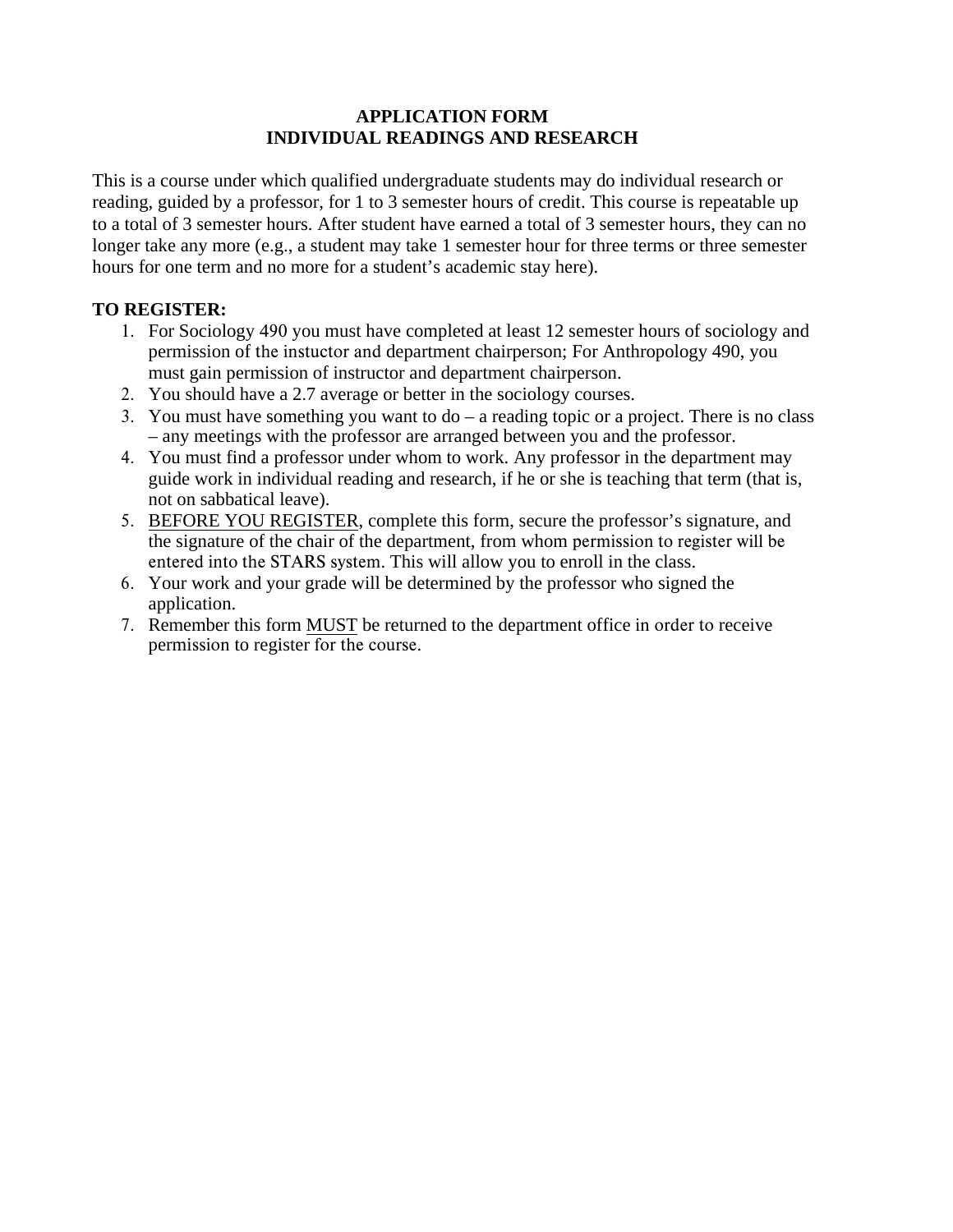**APPLICATION FORM**
**INDIVIDUAL READINGS AND RESEARCH**

This is a course under which qualified undergraduate students may do individual research or reading, guided by a professor, for 1 to 3 semester hours of credit. This course is repeatable up to a total of 3 semester hours. After student have earned a total of 3 semester hours, they can no longer take any more (e.g., a student may take 1 semester hour for three terms or three semester hours for one term and no more for a student's academic stay here).

**TO REGISTER:**

1. For Sociology 490 you must have completed at least 12 semester hours of sociology and permission of the instuctor and department chairperson; For Anthropology 490, you must gain permission of instructor and department chairperson.
2. You should have a 2.7 average or better in the sociology courses.
3. You must have something you want to do – a reading topic or a project. There is no class – any meetings with the professor are arranged between you and the professor.
4. You must find a professor under whom to work. Any professor in the department may guide work in individual reading and research, if he or she is teaching that term (that is, not on sabbatical leave).
5. <u>BEFORE YOU REGISTER</u>, complete this form, secure the professor's signature, and the signature of the chair of the department, from whom permission to register will be entered into the STARS system. This will allow you to enroll in the class.
6. Your work and your grade will be determined by the professor who signed the application.
7. Remember this form <u>MUST</u> be returned to the department office in order to receive permission to register for the course.